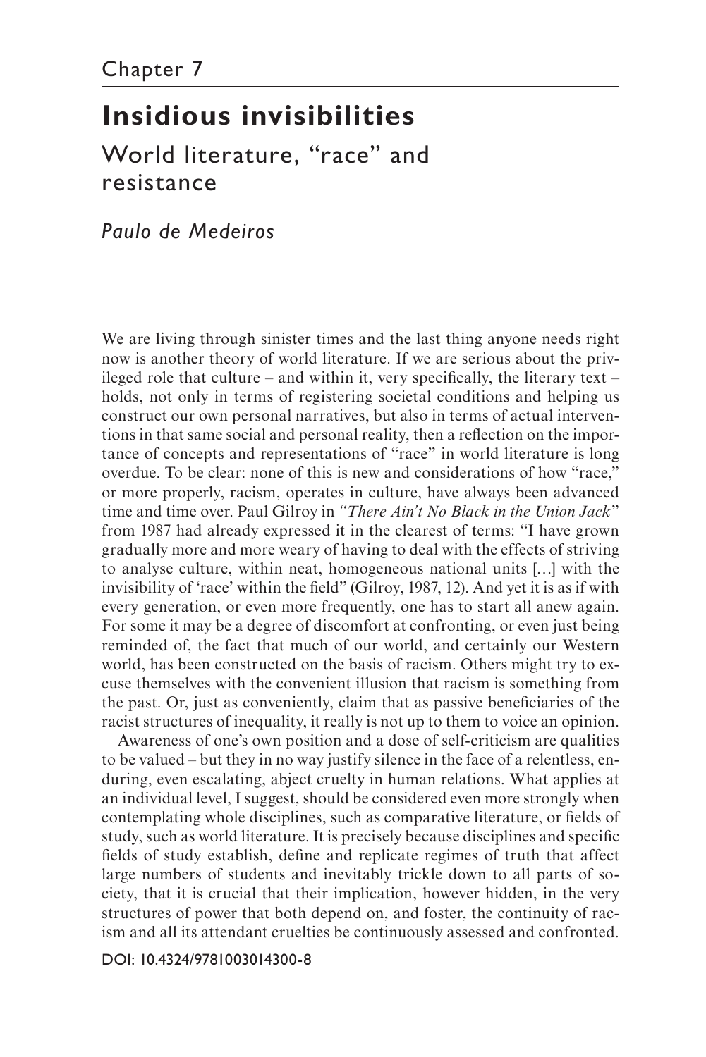Chapter 7

# Insidious invisibilities

## World literature, "race" and resistance

*Paulo de Medeiros*

---

We are living through sinister times and the last thing anyone needs right now is another theory of world literature. If we are serious about the privileged role that culture – and within it, very specifically, the literary text – holds, not only in terms of registering societal conditions and helping us construct our own personal narratives, but also in terms of actual interventions in that same social and personal reality, then a reflection on the importance of concepts and representations of "race" in world literature is long overdue. To be clear: none of this is new and considerations of how "race," or more properly, racism, operates in culture, have always been advanced time and time over. Paul Gilroy in *"There Ain't No Black in the Union Jack"* from 1987 had already expressed it in the clearest of terms: "I have grown gradually more and more weary of having to deal with the effects of striving to analyse culture, within neat, homogeneous national units […] with the invisibility of 'race' within the field" (Gilroy, 1987, 12). And yet it is as if with every generation, or even more frequently, one has to start all anew again. For some it may be a degree of discomfort at confronting, or even just being reminded of, the fact that much of our world, and certainly our Western world, has been constructed on the basis of racism. Others might try to excuse themselves with the convenient illusion that racism is something from the past. Or, just as conveniently, claim that as passive beneficiaries of the racist structures of inequality, it really is not up to them to voice an opinion.

Awareness of one's own position and a dose of self-criticism are qualities to be valued – but they in no way justify silence in the face of a relentless, enduring, even escalating, abject cruelty in human relations. What applies at an individual level, I suggest, should be considered even more strongly when contemplating whole disciplines, such as comparative literature, or fields of study, such as world literature. It is precisely because disciplines and specific fields of study establish, define and replicate regimes of truth that affect large numbers of students and inevitably trickle down to all parts of society, that it is crucial that their implication, however hidden, in the very structures of power that both depend on, and foster, the continuity of racism and all its attendant cruelties be continuously assessed and confronted.

DOI: 10.4324/9781003014300-8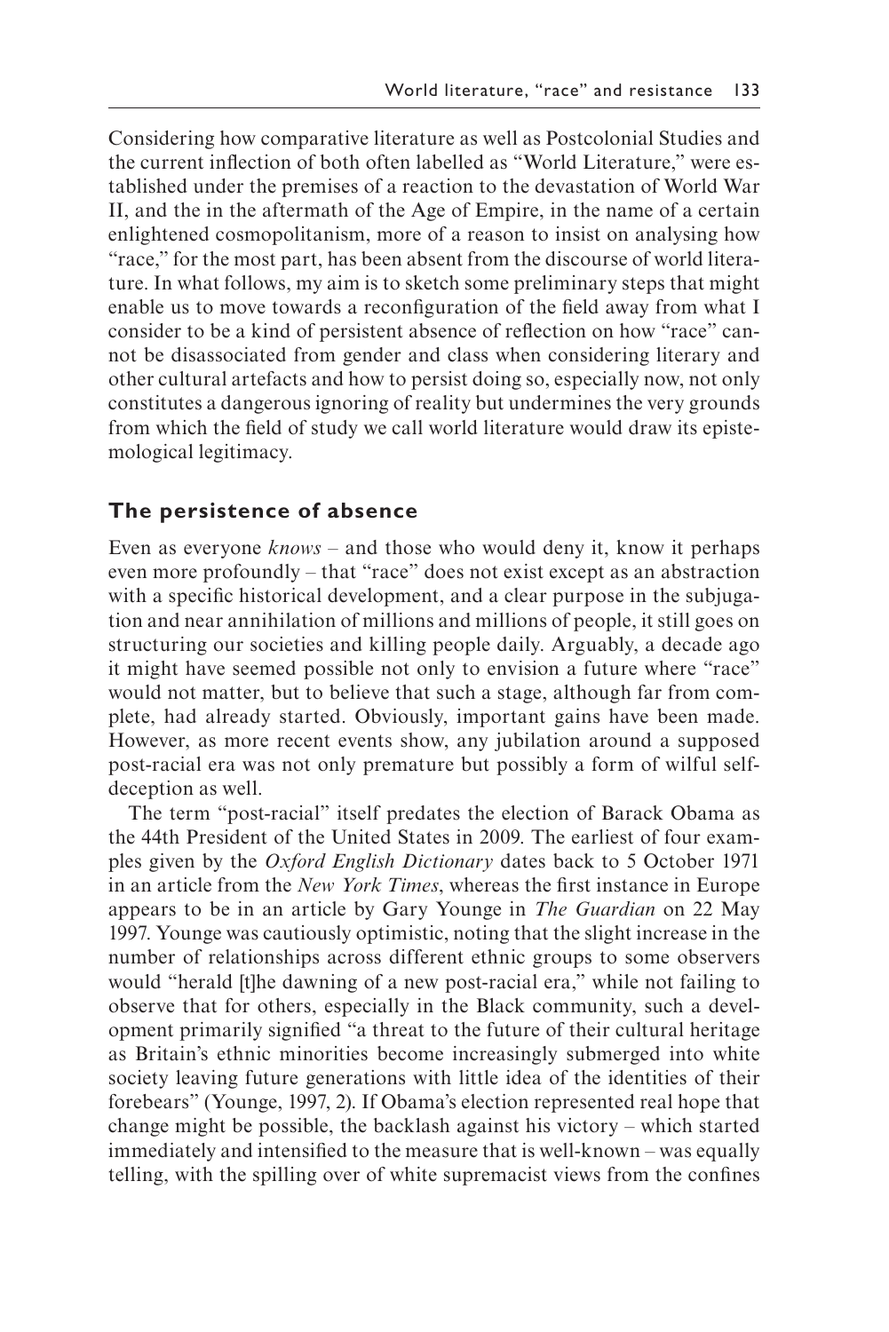Considering how comparative literature as well as Postcolonial Studies and the current inflection of both often labelled as "World Literature," were established under the premises of a reaction to the devastation of World War II, and the in the aftermath of the Age of Empire, in the name of a certain enlightened cosmopolitanism, more of a reason to insist on analysing how "race," for the most part, has been absent from the discourse of world literature. In what follows, my aim is to sketch some preliminary steps that might enable us to move towards a reconfiguration of the field away from what I consider to be a kind of persistent absence of reflection on how "race" cannot be disassociated from gender and class when considering literary and other cultural artefacts and how to persist doing so, especially now, not only constitutes a dangerous ignoring of reality but undermines the very grounds from which the field of study we call world literature would draw its epistemological legitimacy.

## The persistence of absence

Even as everyone *knows* – and those who would deny it, know it perhaps even more profoundly – that "race" does not exist except as an abstraction with a specific historical development, and a clear purpose in the subjugation and near annihilation of millions and millions of people, it still goes on structuring our societies and killing people daily. Arguably, a decade ago it might have seemed possible not only to envision a future where "race" would not matter, but to believe that such a stage, although far from complete, had already started. Obviously, important gains have been made. However, as more recent events show, any jubilation around a supposed post-racial era was not only premature but possibly a form of wilful self-deception as well.

The term "post-racial" itself predates the election of Barack Obama as the 44th President of the United States in 2009. The earliest of four examples given by the *Oxford English Dictionary* dates back to 5 October 1971 in an article from the *New York Times*, whereas the first instance in Europe appears to be in an article by Gary Younge in *The Guardian* on 22 May 1997. Younge was cautiously optimistic, noting that the slight increase in the number of relationships across different ethnic groups to some observers would "herald [t]he dawning of a new post-racial era," while not failing to observe that for others, especially in the Black community, such a development primarily signified "a threat to the future of their cultural heritage as Britain's ethnic minorities become increasingly submerged into white society leaving future generations with little idea of the identities of their forebears" (Younge, 1997, 2). If Obama's election represented real hope that change might be possible, the backlash against his victory – which started immediately and intensified to the measure that is well-known – was equally telling, with the spilling over of white supremacist views from the confines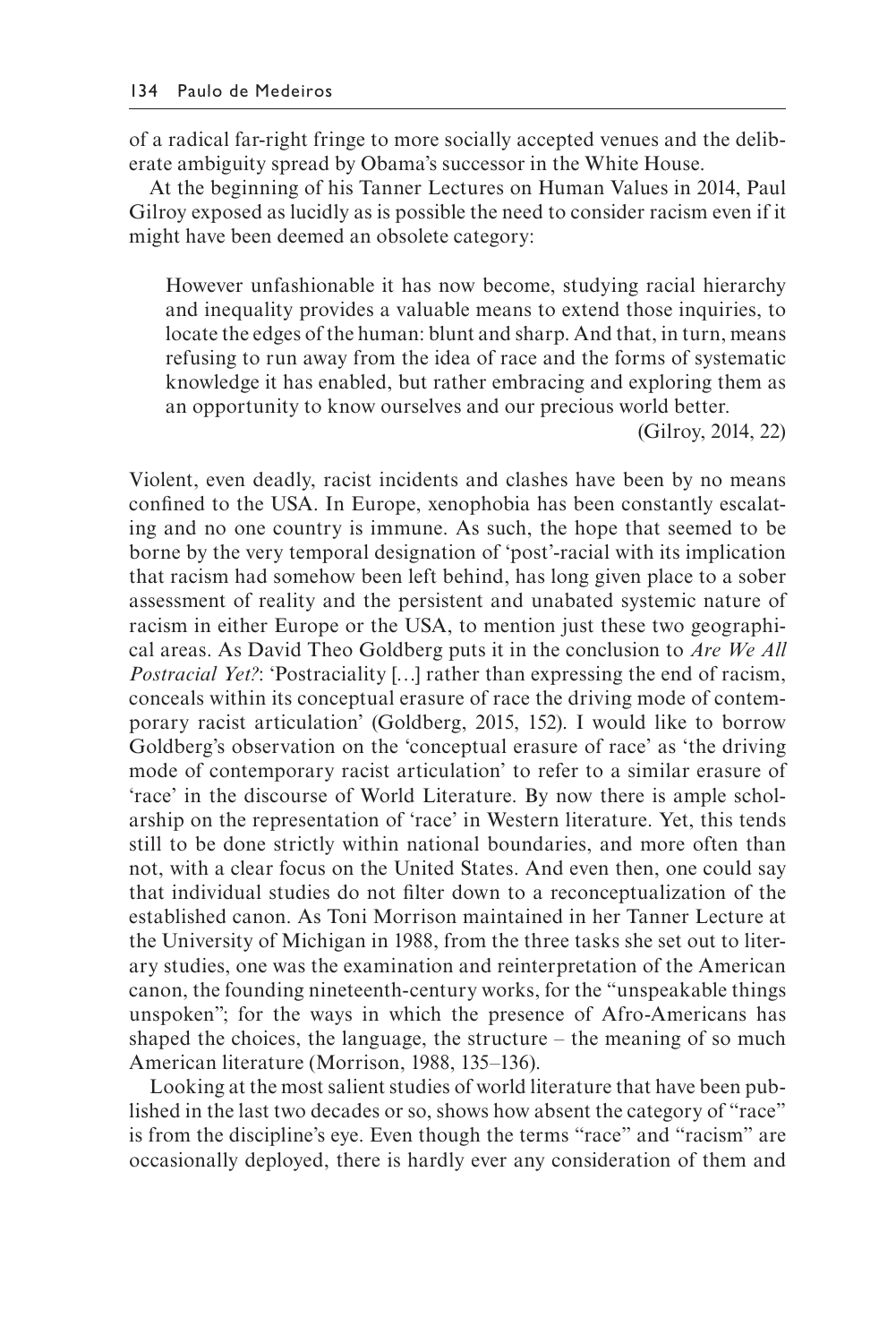of a radical far-right fringe to more socially accepted venues and the deliberate ambiguity spread by Obama's successor in the White House.

At the beginning of his Tanner Lectures on Human Values in 2014, Paul Gilroy exposed as lucidly as is possible the need to consider racism even if it might have been deemed an obsolete category:

> However unfashionable it has now become, studying racial hierarchy and inequality provides a valuable means to extend those inquiries, to locate the edges of the human: blunt and sharp. And that, in turn, means refusing to run away from the idea of race and the forms of systematic knowledge it has enabled, but rather embracing and exploring them as an opportunity to know ourselves and our precious world better.
>
> (Gilroy, 2014, 22)

Violent, even deadly, racist incidents and clashes have been by no means confined to the USA. In Europe, xenophobia has been constantly escalating and no one country is immune. As such, the hope that seemed to be borne by the very temporal designation of 'post'-racial with its implication that racism had somehow been left behind, has long given place to a sober assessment of reality and the persistent and unabated systemic nature of racism in either Europe or the USA, to mention just these two geographical areas. As David Theo Goldberg puts it in the conclusion to *Are We All Postracial Yet?*: 'Postraciality […] rather than expressing the end of racism, conceals within its conceptual erasure of race the driving mode of contemporary racist articulation' (Goldberg, 2015, 152). I would like to borrow Goldberg's observation on the 'conceptual erasure of race' as 'the driving mode of contemporary racist articulation' to refer to a similar erasure of 'race' in the discourse of World Literature. By now there is ample scholarship on the representation of 'race' in Western literature. Yet, this tends still to be done strictly within national boundaries, and more often than not, with a clear focus on the United States. And even then, one could say that individual studies do not filter down to a reconceptualization of the established canon. As Toni Morrison maintained in her Tanner Lecture at the University of Michigan in 1988, from the three tasks she set out to literary studies, one was the examination and reinterpretation of the American canon, the founding nineteenth-century works, for the "unspeakable things unspoken"; for the ways in which the presence of Afro-Americans has shaped the choices, the language, the structure – the meaning of so much American literature (Morrison, 1988, 135–136).

Looking at the most salient studies of world literature that have been published in the last two decades or so, shows how absent the category of "race" is from the discipline's eye. Even though the terms "race" and "racism" are occasionally deployed, there is hardly ever any consideration of them and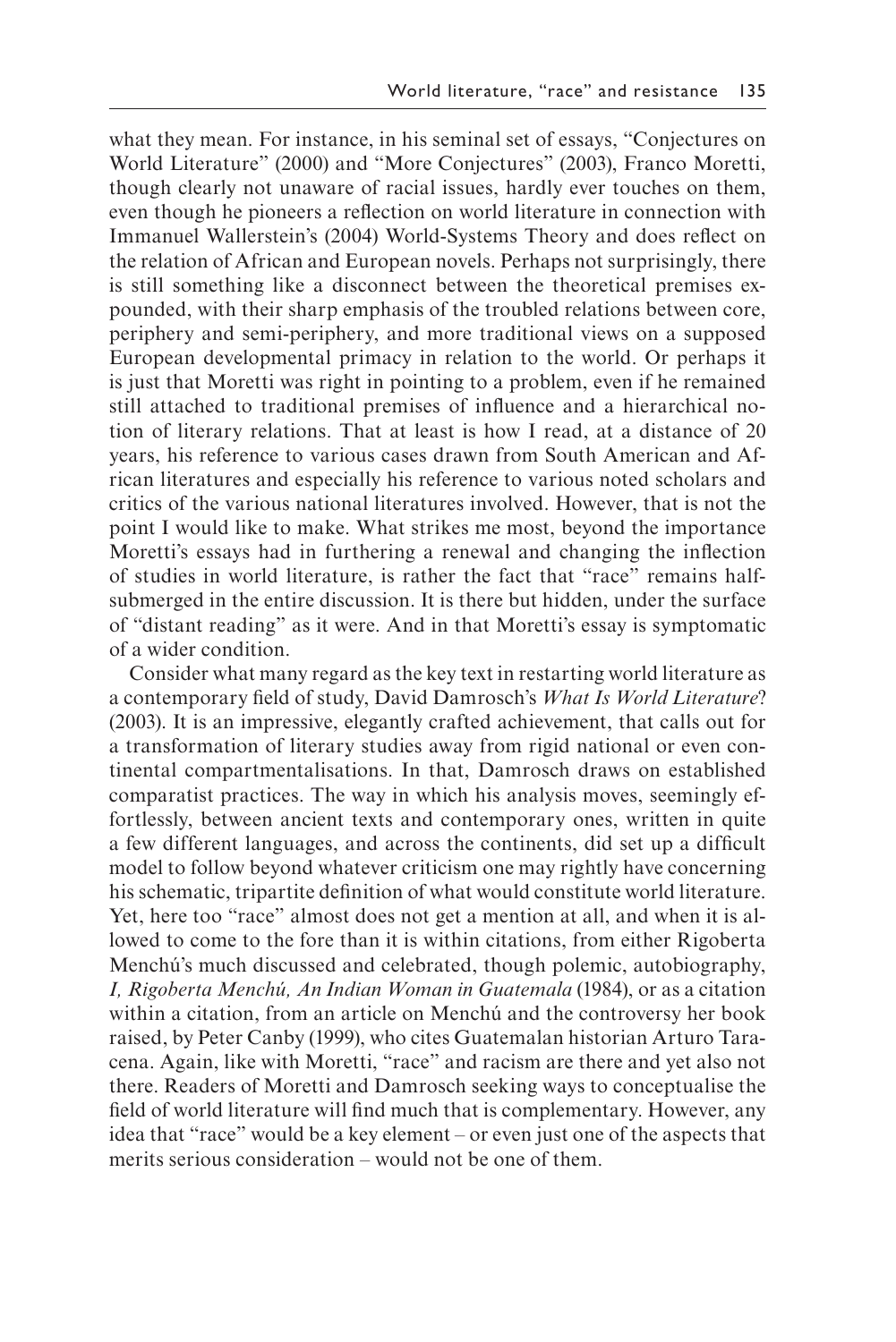what they mean. For instance, in his seminal set of essays, "Conjectures on World Literature" (2000) and "More Conjectures" (2003), Franco Moretti, though clearly not unaware of racial issues, hardly ever touches on them, even though he pioneers a reflection on world literature in connection with Immanuel Wallerstein's (2004) World-Systems Theory and does reflect on the relation of African and European novels. Perhaps not surprisingly, there is still something like a disconnect between the theoretical premises expounded, with their sharp emphasis of the troubled relations between core, periphery and semi-periphery, and more traditional views on a supposed European developmental primacy in relation to the world. Or perhaps it is just that Moretti was right in pointing to a problem, even if he remained still attached to traditional premises of influence and a hierarchical notion of literary relations. That at least is how I read, at a distance of 20 years, his reference to various cases drawn from South American and African literatures and especially his reference to various noted scholars and critics of the various national literatures involved. However, that is not the point I would like to make. What strikes me most, beyond the importance Moretti's essays had in furthering a renewal and changing the inflection of studies in world literature, is rather the fact that "race" remains half-submerged in the entire discussion. It is there but hidden, under the surface of "distant reading" as it were. And in that Moretti's essay is symptomatic of a wider condition.

Consider what many regard as the key text in restarting world literature as a contemporary field of study, David Damrosch's *What Is World Literature*? (2003). It is an impressive, elegantly crafted achievement, that calls out for a transformation of literary studies away from rigid national or even continental compartmentalisations. In that, Damrosch draws on established comparatist practices. The way in which his analysis moves, seemingly effortlessly, between ancient texts and contemporary ones, written in quite a few different languages, and across the continents, did set up a difficult model to follow beyond whatever criticism one may rightly have concerning his schematic, tripartite definition of what would constitute world literature. Yet, here too "race" almost does not get a mention at all, and when it is allowed to come to the fore than it is within citations, from either Rigoberta Menchú's much discussed and celebrated, though polemic, autobiography, *I, Rigoberta Menchú, An Indian Woman in Guatemala* (1984), or as a citation within a citation, from an article on Menchú and the controversy her book raised, by Peter Canby (1999), who cites Guatemalan historian Arturo Taracena. Again, like with Moretti, "race" and racism are there and yet also not there. Readers of Moretti and Damrosch seeking ways to conceptualise the field of world literature will find much that is complementary. However, any idea that "race" would be a key element – or even just one of the aspects that merits serious consideration – would not be one of them.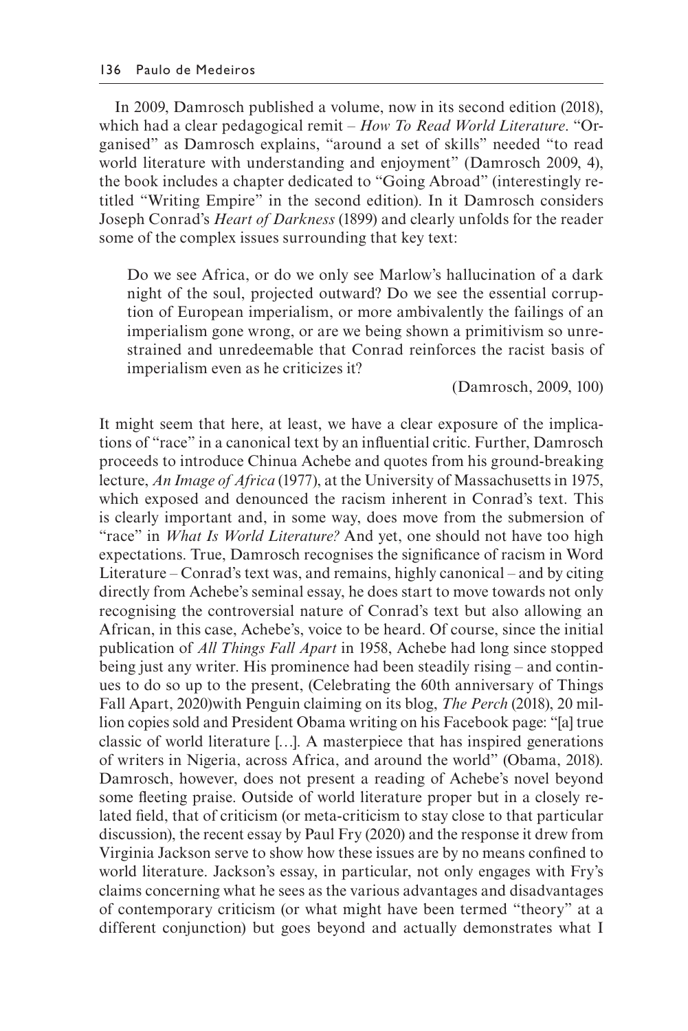In 2009, Damrosch published a volume, now in its second edition (2018), which had a clear pedagogical remit – *How To Read World Literature*. "Organised" as Damrosch explains, "around a set of skills" needed "to read world literature with understanding and enjoyment" (Damrosch 2009, 4), the book includes a chapter dedicated to "Going Abroad" (interestingly retitled "Writing Empire" in the second edition). In it Damrosch considers Joseph Conrad's *Heart of Darkness* (1899) and clearly unfolds for the reader some of the complex issues surrounding that key text:

> Do we see Africa, or do we only see Marlow's hallucination of a dark night of the soul, projected outward? Do we see the essential corruption of European imperialism, or more ambivalently the failings of an imperialism gone wrong, or are we being shown a primitivism so unrestrained and unredeemable that Conrad reinforces the racist basis of imperialism even as he criticizes it?
>
> (Damrosch, 2009, 100)

It might seem that here, at least, we have a clear exposure of the implications of "race" in a canonical text by an influential critic. Further, Damrosch proceeds to introduce Chinua Achebe and quotes from his ground-breaking lecture, *An Image of Africa* (1977), at the University of Massachusetts in 1975, which exposed and denounced the racism inherent in Conrad's text. This is clearly important and, in some way, does move from the submersion of "race" in *What Is World Literature?* And yet, one should not have too high expectations. True, Damrosch recognises the significance of racism in Word Literature – Conrad's text was, and remains, highly canonical – and by citing directly from Achebe's seminal essay, he does start to move towards not only recognising the controversial nature of Conrad's text but also allowing an African, in this case, Achebe's, voice to be heard. Of course, since the initial publication of *All Things Fall Apart* in 1958, Achebe had long since stopped being just any writer. His prominence had been steadily rising – and continues to do so up to the present, (Celebrating the 60th anniversary of Things Fall Apart, 2020)with Penguin claiming on its blog, *The Perch* (2018), 20 million copies sold and President Obama writing on his Facebook page: "[a] true classic of world literature […]. A masterpiece that has inspired generations of writers in Nigeria, across Africa, and around the world" (Obama, 2018). Damrosch, however, does not present a reading of Achebe's novel beyond some fleeting praise. Outside of world literature proper but in a closely related field, that of criticism (or meta-criticism to stay close to that particular discussion), the recent essay by Paul Fry (2020) and the response it drew from Virginia Jackson serve to show how these issues are by no means confined to world literature. Jackson's essay, in particular, not only engages with Fry's claims concerning what he sees as the various advantages and disadvantages of contemporary criticism (or what might have been termed "theory" at a different conjunction) but goes beyond and actually demonstrates what I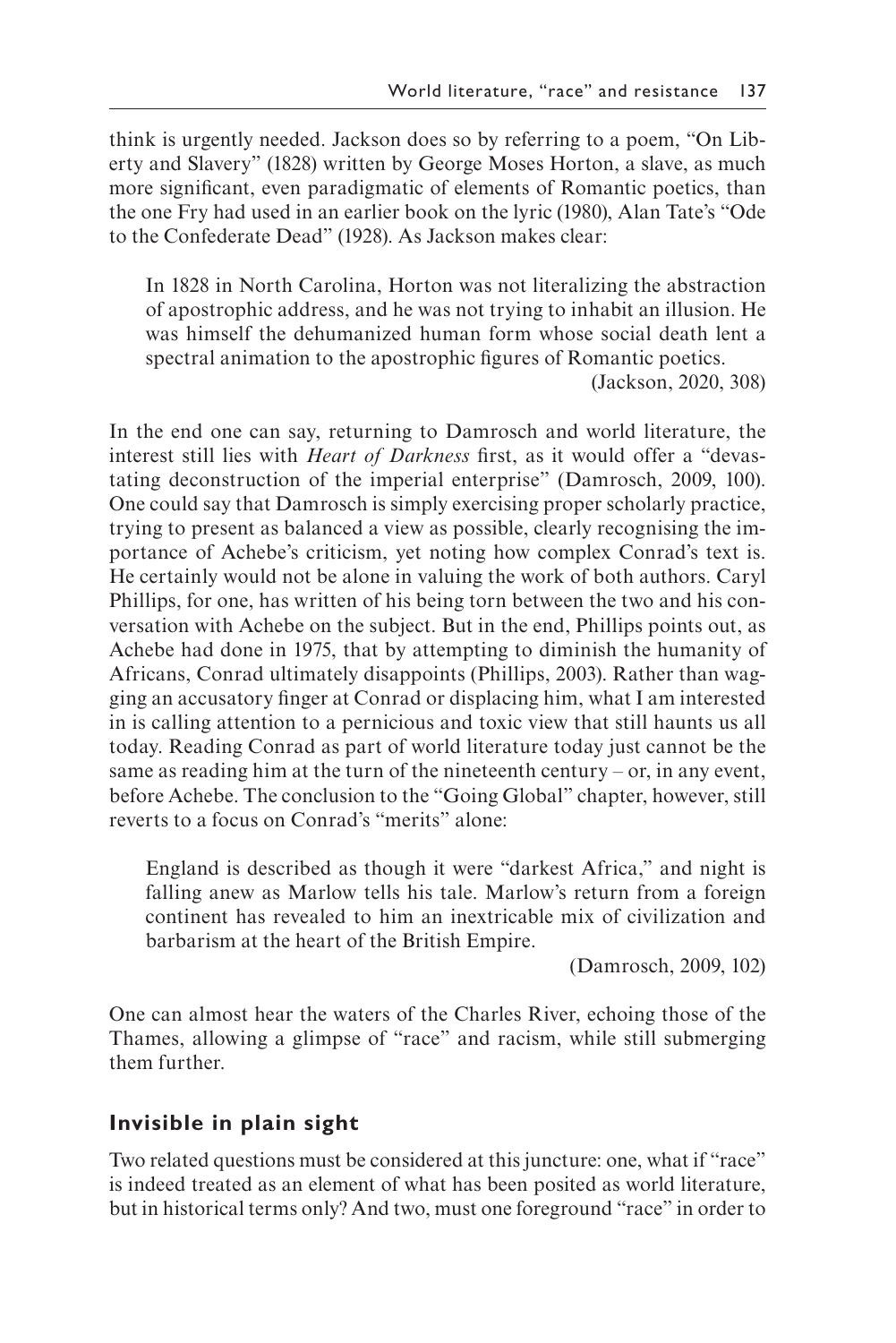think is urgently needed. Jackson does so by referring to a poem, "On Liberty and Slavery" (1828) written by George Moses Horton, a slave, as much more significant, even paradigmatic of elements of Romantic poetics, than the one Fry had used in an earlier book on the lyric (1980), Alan Tate's "Ode to the Confederate Dead" (1928). As Jackson makes clear:

> In 1828 in North Carolina, Horton was not literalizing the abstraction of apostrophic address, and he was not trying to inhabit an illusion. He was himself the dehumanized human form whose social death lent a spectral animation to the apostrophic figures of Romantic poetics.
>
> (Jackson, 2020, 308)

In the end one can say, returning to Damrosch and world literature, the interest still lies with *Heart of Darkness* first, as it would offer a "devastating deconstruction of the imperial enterprise" (Damrosch, 2009, 100). One could say that Damrosch is simply exercising proper scholarly practice, trying to present as balanced a view as possible, clearly recognising the importance of Achebe's criticism, yet noting how complex Conrad's text is. He certainly would not be alone in valuing the work of both authors. Caryl Phillips, for one, has written of his being torn between the two and his conversation with Achebe on the subject. But in the end, Phillips points out, as Achebe had done in 1975, that by attempting to diminish the humanity of Africans, Conrad ultimately disappoints (Phillips, 2003). Rather than wagging an accusatory finger at Conrad or displacing him, what I am interested in is calling attention to a pernicious and toxic view that still haunts us all today. Reading Conrad as part of world literature today just cannot be the same as reading him at the turn of the nineteenth century – or, in any event, before Achebe. The conclusion to the "Going Global" chapter, however, still reverts to a focus on Conrad's "merits" alone:

> England is described as though it were "darkest Africa," and night is falling anew as Marlow tells his tale. Marlow's return from a foreign continent has revealed to him an inextricable mix of civilization and barbarism at the heart of the British Empire.
>
> (Damrosch, 2009, 102)

One can almost hear the waters of the Charles River, echoing those of the Thames, allowing a glimpse of "race" and racism, while still submerging them further.

## Invisible in plain sight

Two related questions must be considered at this juncture: one, what if "race" is indeed treated as an element of what has been posited as world literature, but in historical terms only? And two, must one foreground "race" in order to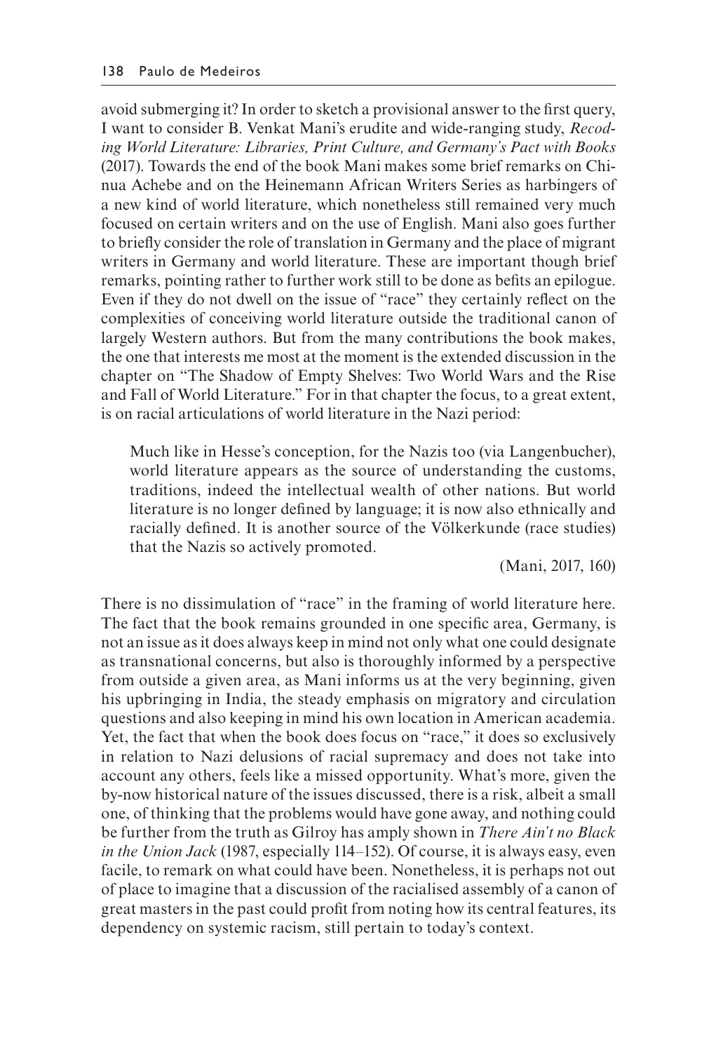avoid submerging it? In order to sketch a provisional answer to the first query, I want to consider B. Venkat Mani's erudite and wide-ranging study, *Recoding World Literature: Libraries, Print Culture, and Germany's Pact with Books* (2017). Towards the end of the book Mani makes some brief remarks on Chinua Achebe and on the Heinemann African Writers Series as harbingers of a new kind of world literature, which nonetheless still remained very much focused on certain writers and on the use of English. Mani also goes further to briefly consider the role of translation in Germany and the place of migrant writers in Germany and world literature. These are important though brief remarks, pointing rather to further work still to be done as befits an epilogue. Even if they do not dwell on the issue of "race" they certainly reflect on the complexities of conceiving world literature outside the traditional canon of largely Western authors. But from the many contributions the book makes, the one that interests me most at the moment is the extended discussion in the chapter on "The Shadow of Empty Shelves: Two World Wars and the Rise and Fall of World Literature." For in that chapter the focus, to a great extent, is on racial articulations of world literature in the Nazi period:

> Much like in Hesse's conception, for the Nazis too (via Langenbucher), world literature appears as the source of understanding the customs, traditions, indeed the intellectual wealth of other nations. But world literature is no longer defined by language; it is now also ethnically and racially defined. It is another source of the Völkerkunde (race studies) that the Nazis so actively promoted.
>
> (Mani, 2017, 160)

There is no dissimulation of "race" in the framing of world literature here. The fact that the book remains grounded in one specific area, Germany, is not an issue as it does always keep in mind not only what one could designate as transnational concerns, but also is thoroughly informed by a perspective from outside a given area, as Mani informs us at the very beginning, given his upbringing in India, the steady emphasis on migratory and circulation questions and also keeping in mind his own location in American academia. Yet, the fact that when the book does focus on "race," it does so exclusively in relation to Nazi delusions of racial supremacy and does not take into account any others, feels like a missed opportunity. What's more, given the by-now historical nature of the issues discussed, there is a risk, albeit a small one, of thinking that the problems would have gone away, and nothing could be further from the truth as Gilroy has amply shown in *There Ain't no Black in the Union Jack* (1987, especially 114–152). Of course, it is always easy, even facile, to remark on what could have been. Nonetheless, it is perhaps not out of place to imagine that a discussion of the racialised assembly of a canon of great masters in the past could profit from noting how its central features, its dependency on systemic racism, still pertain to today's context.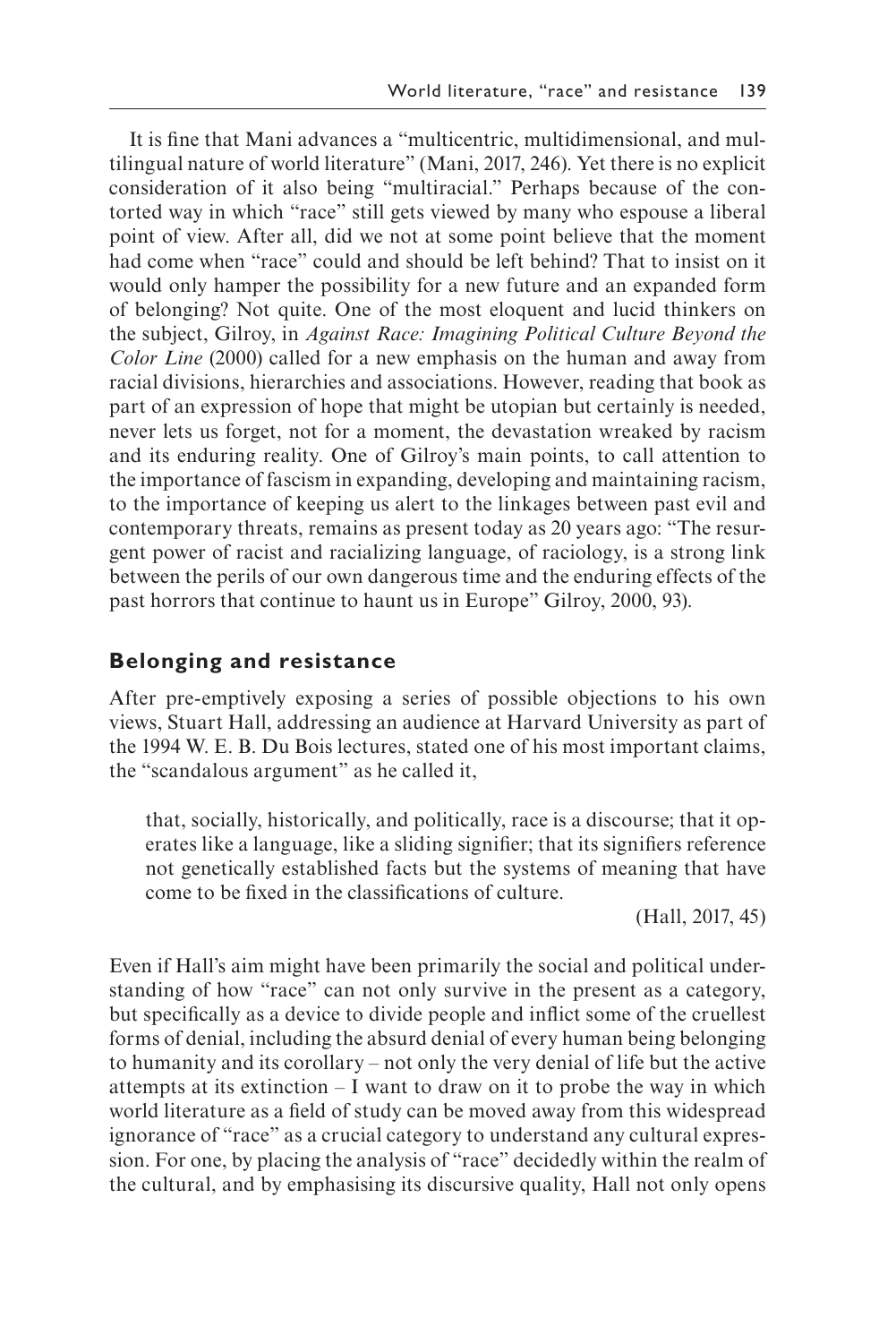It is fine that Mani advances a "multicentric, multidimensional, and multilingual nature of world literature" (Mani, 2017, 246). Yet there is no explicit consideration of it also being "multiracial." Perhaps because of the contorted way in which "race" still gets viewed by many who espouse a liberal point of view. After all, did we not at some point believe that the moment had come when "race" could and should be left behind? That to insist on it would only hamper the possibility for a new future and an expanded form of belonging? Not quite. One of the most eloquent and lucid thinkers on the subject, Gilroy, in *Against Race: Imagining Political Culture Beyond the Color Line* (2000) called for a new emphasis on the human and away from racial divisions, hierarchies and associations. However, reading that book as part of an expression of hope that might be utopian but certainly is needed, never lets us forget, not for a moment, the devastation wreaked by racism and its enduring reality. One of Gilroy's main points, to call attention to the importance of fascism in expanding, developing and maintaining racism, to the importance of keeping us alert to the linkages between past evil and contemporary threats, remains as present today as 20 years ago: "The resurgent power of racist and racializing language, of raciology, is a strong link between the perils of our own dangerous time and the enduring effects of the past horrors that continue to haunt us in Europe" Gilroy, 2000, 93).

## Belonging and resistance

After pre-emptively exposing a series of possible objections to his own views, Stuart Hall, addressing an audience at Harvard University as part of the 1994 W. E. B. Du Bois lectures, stated one of his most important claims, the "scandalous argument" as he called it,

> that, socially, historically, and politically, race is a discourse; that it operates like a language, like a sliding signifier; that its signifiers reference not genetically established facts but the systems of meaning that have come to be fixed in the classifications of culture.
>
> (Hall, 2017, 45)

Even if Hall's aim might have been primarily the social and political understanding of how "race" can not only survive in the present as a category, but specifically as a device to divide people and inflict some of the cruellest forms of denial, including the absurd denial of every human being belonging to humanity and its corollary – not only the very denial of life but the active attempts at its extinction – I want to draw on it to probe the way in which world literature as a field of study can be moved away from this widespread ignorance of "race" as a crucial category to understand any cultural expression. For one, by placing the analysis of "race" decidedly within the realm of the cultural, and by emphasising its discursive quality, Hall not only opens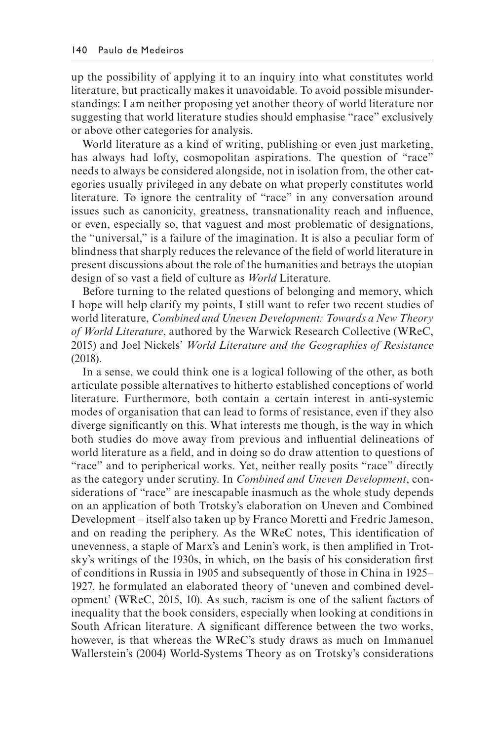up the possibility of applying it to an inquiry into what constitutes world literature, but practically makes it unavoidable. To avoid possible misunderstandings: I am neither proposing yet another theory of world literature nor suggesting that world literature studies should emphasise "race" exclusively or above other categories for analysis.

World literature as a kind of writing, publishing or even just marketing, has always had lofty, cosmopolitan aspirations. The question of "race" needs to always be considered alongside, not in isolation from, the other categories usually privileged in any debate on what properly constitutes world literature. To ignore the centrality of "race" in any conversation around issues such as canonicity, greatness, transnationality reach and influence, or even, especially so, that vaguest and most problematic of designations, the "universal," is a failure of the imagination. It is also a peculiar form of blindness that sharply reduces the relevance of the field of world literature in present discussions about the role of the humanities and betrays the utopian design of so vast a field of culture as *World* Literature.

Before turning to the related questions of belonging and memory, which I hope will help clarify my points, I still want to refer two recent studies of world literature, *Combined and Uneven Development: Towards a New Theory of World Literature*, authored by the Warwick Research Collective (WReC, 2015) and Joel Nickels' *World Literature and the Geographies of Resistance* (2018).

In a sense, we could think one is a logical following of the other, as both articulate possible alternatives to hitherto established conceptions of world literature. Furthermore, both contain a certain interest in anti-systemic modes of organisation that can lead to forms of resistance, even if they also diverge significantly on this. What interests me though, is the way in which both studies do move away from previous and influential delineations of world literature as a field, and in doing so do draw attention to questions of "race" and to peripherical works. Yet, neither really posits "race" directly as the category under scrutiny. In *Combined and Uneven Development*, considerations of "race" are inescapable inasmuch as the whole study depends on an application of both Trotsky's elaboration on Uneven and Combined Development – itself also taken up by Franco Moretti and Fredric Jameson, and on reading the periphery. As the WReC notes, This identification of unevenness, a staple of Marx's and Lenin's work, is then amplified in Trotsky's writings of the 1930s, in which, on the basis of his consideration first of conditions in Russia in 1905 and subsequently of those in China in 1925–1927, he formulated an elaborated theory of 'uneven and combined development' (WReC, 2015, 10). As such, racism is one of the salient factors of inequality that the book considers, especially when looking at conditions in South African literature. A significant difference between the two works, however, is that whereas the WReC's study draws as much on Immanuel Wallerstein's (2004) World-Systems Theory as on Trotsky's considerations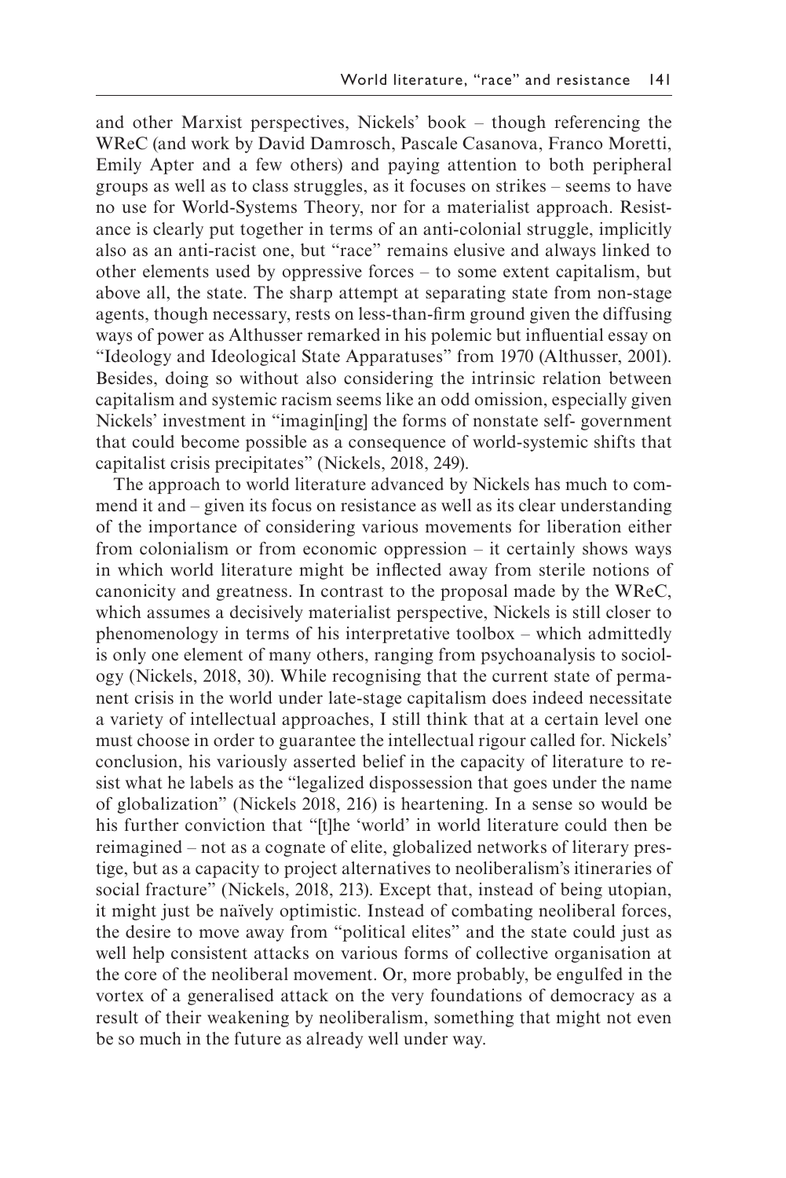and other Marxist perspectives, Nickels' book – though referencing the WReC (and work by David Damrosch, Pascale Casanova, Franco Moretti, Emily Apter and a few others) and paying attention to both peripheral groups as well as to class struggles, as it focuses on strikes – seems to have no use for World-Systems Theory, nor for a materialist approach. Resistance is clearly put together in terms of an anti-colonial struggle, implicitly also as an anti-racist one, but "race" remains elusive and always linked to other elements used by oppressive forces – to some extent capitalism, but above all, the state. The sharp attempt at separating state from non-stage agents, though necessary, rests on less-than-firm ground given the diffusing ways of power as Althusser remarked in his polemic but influential essay on "Ideology and Ideological State Apparatuses" from 1970 (Althusser, 2001). Besides, doing so without also considering the intrinsic relation between capitalism and systemic racism seems like an odd omission, especially given Nickels' investment in "imagin[ing] the forms of nonstate self- government that could become possible as a consequence of world-systemic shifts that capitalist crisis precipitates" (Nickels, 2018, 249).

The approach to world literature advanced by Nickels has much to commend it and – given its focus on resistance as well as its clear understanding of the importance of considering various movements for liberation either from colonialism or from economic oppression – it certainly shows ways in which world literature might be inflected away from sterile notions of canonicity and greatness. In contrast to the proposal made by the WReC, which assumes a decisively materialist perspective, Nickels is still closer to phenomenology in terms of his interpretative toolbox – which admittedly is only one element of many others, ranging from psychoanalysis to sociology (Nickels, 2018, 30). While recognising that the current state of permanent crisis in the world under late-stage capitalism does indeed necessitate a variety of intellectual approaches, I still think that at a certain level one must choose in order to guarantee the intellectual rigour called for. Nickels' conclusion, his variously asserted belief in the capacity of literature to resist what he labels as the "legalized dispossession that goes under the name of globalization" (Nickels 2018, 216) is heartening. In a sense so would be his further conviction that "[t]he 'world' in world literature could then be reimagined – not as a cognate of elite, globalized networks of literary prestige, but as a capacity to project alternatives to neoliberalism's itineraries of social fracture" (Nickels, 2018, 213). Except that, instead of being utopian, it might just be naïvely optimistic. Instead of combating neoliberal forces, the desire to move away from "political elites" and the state could just as well help consistent attacks on various forms of collective organisation at the core of the neoliberal movement. Or, more probably, be engulfed in the vortex of a generalised attack on the very foundations of democracy as a result of their weakening by neoliberalism, something that might not even be so much in the future as already well under way.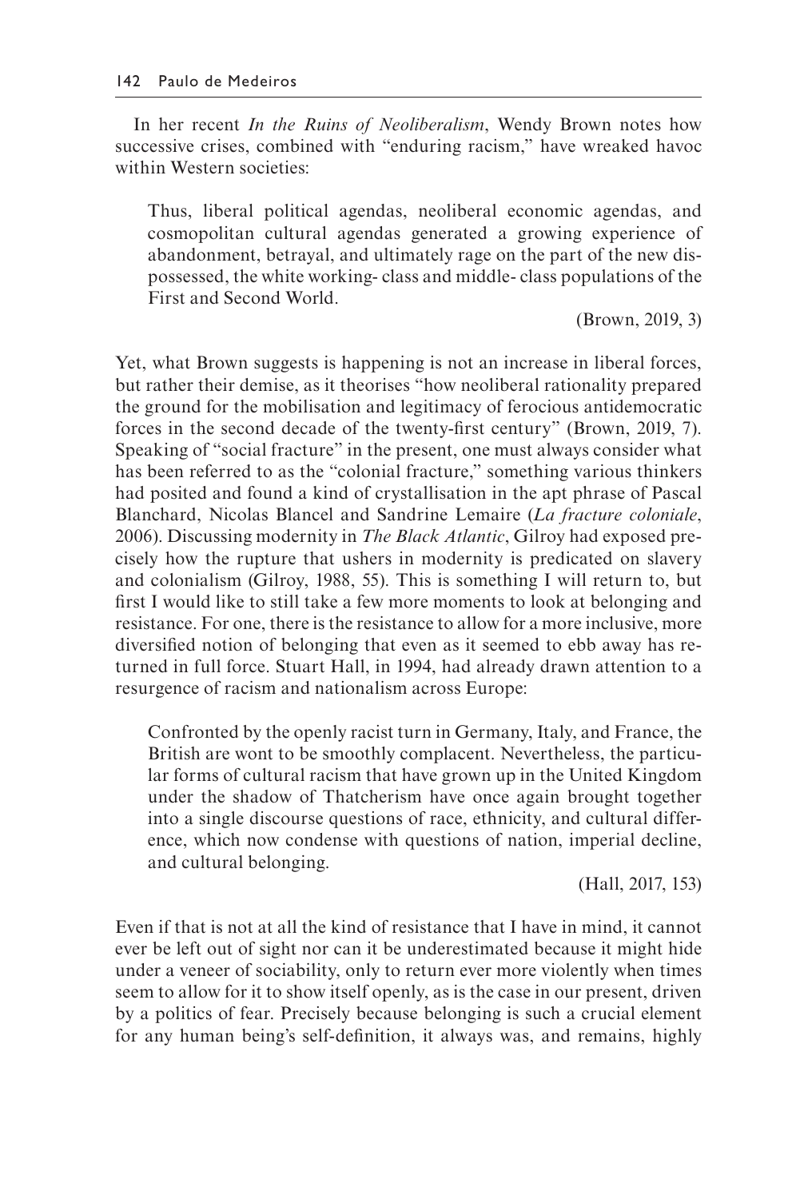In her recent *In the Ruins of Neoliberalism*, Wendy Brown notes how successive crises, combined with "enduring racism," have wreaked havoc within Western societies:

> Thus, liberal political agendas, neoliberal economic agendas, and cosmopolitan cultural agendas generated a growing experience of abandonment, betrayal, and ultimately rage on the part of the new dispossessed, the white working- class and middle- class populations of the First and Second World.
>
> (Brown, 2019, 3)

Yet, what Brown suggests is happening is not an increase in liberal forces, but rather their demise, as it theorises "how neoliberal rationality prepared the ground for the mobilisation and legitimacy of ferocious antidemocratic forces in the second decade of the twenty-first century" (Brown, 2019, 7). Speaking of "social fracture" in the present, one must always consider what has been referred to as the "colonial fracture," something various thinkers had posited and found a kind of crystallisation in the apt phrase of Pascal Blanchard, Nicolas Blancel and Sandrine Lemaire (*La fracture coloniale*, 2006). Discussing modernity in *The Black Atlantic*, Gilroy had exposed precisely how the rupture that ushers in modernity is predicated on slavery and colonialism (Gilroy, 1988, 55). This is something I will return to, but first I would like to still take a few more moments to look at belonging and resistance. For one, there is the resistance to allow for a more inclusive, more diversified notion of belonging that even as it seemed to ebb away has returned in full force. Stuart Hall, in 1994, had already drawn attention to a resurgence of racism and nationalism across Europe:

> Confronted by the openly racist turn in Germany, Italy, and France, the British are wont to be smoothly complacent. Nevertheless, the particular forms of cultural racism that have grown up in the United Kingdom under the shadow of Thatcherism have once again brought together into a single discourse questions of race, ethnicity, and cultural difference, which now condense with questions of nation, imperial decline, and cultural belonging.
>
> (Hall, 2017, 153)

Even if that is not at all the kind of resistance that I have in mind, it cannot ever be left out of sight nor can it be underestimated because it might hide under a veneer of sociability, only to return ever more violently when times seem to allow for it to show itself openly, as is the case in our present, driven by a politics of fear. Precisely because belonging is such a crucial element for any human being's self-definition, it always was, and remains, highly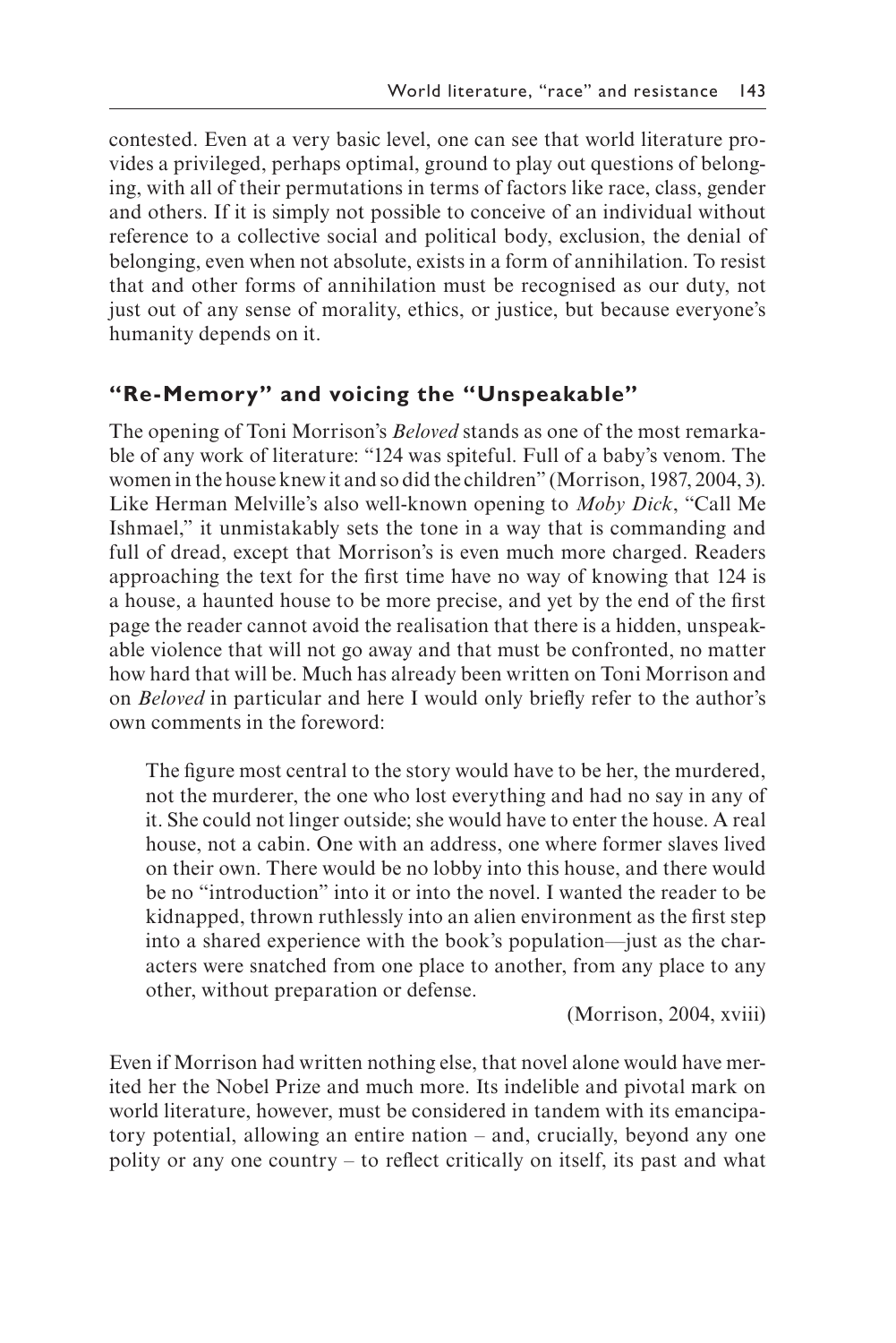contested. Even at a very basic level, one can see that world literature provides a privileged, perhaps optimal, ground to play out questions of belonging, with all of their permutations in terms of factors like race, class, gender and others. If it is simply not possible to conceive of an individual without reference to a collective social and political body, exclusion, the denial of belonging, even when not absolute, exists in a form of annihilation. To resist that and other forms of annihilation must be recognised as our duty, not just out of any sense of morality, ethics, or justice, but because everyone's humanity depends on it.

## "Re-Memory" and voicing the "Unspeakable"

The opening of Toni Morrison's *Beloved* stands as one of the most remarkable of any work of literature: "124 was spiteful. Full of a baby's venom. The women in the house knew it and so did the children" (Morrison, 1987, 2004, 3). Like Herman Melville's also well-known opening to *Moby Dick*, "Call Me Ishmael," it unmistakably sets the tone in a way that is commanding and full of dread, except that Morrison's is even much more charged. Readers approaching the text for the first time have no way of knowing that 124 is a house, a haunted house to be more precise, and yet by the end of the first page the reader cannot avoid the realisation that there is a hidden, unspeakable violence that will not go away and that must be confronted, no matter how hard that will be. Much has already been written on Toni Morrison and on *Beloved* in particular and here I would only briefly refer to the author's own comments in the foreword:

> The figure most central to the story would have to be her, the murdered, not the murderer, the one who lost everything and had no say in any of it. She could not linger outside; she would have to enter the house. A real house, not a cabin. One with an address, one where former slaves lived on their own. There would be no lobby into this house, and there would be no "introduction" into it or into the novel. I wanted the reader to be kidnapped, thrown ruthlessly into an alien environment as the first step into a shared experience with the book's population—just as the characters were snatched from one place to another, from any place to any other, without preparation or defense.
>
> (Morrison, 2004, xviii)

Even if Morrison had written nothing else, that novel alone would have merited her the Nobel Prize and much more. Its indelible and pivotal mark on world literature, however, must be considered in tandem with its emancipatory potential, allowing an entire nation – and, crucially, beyond any one polity or any one country – to reflect critically on itself, its past and what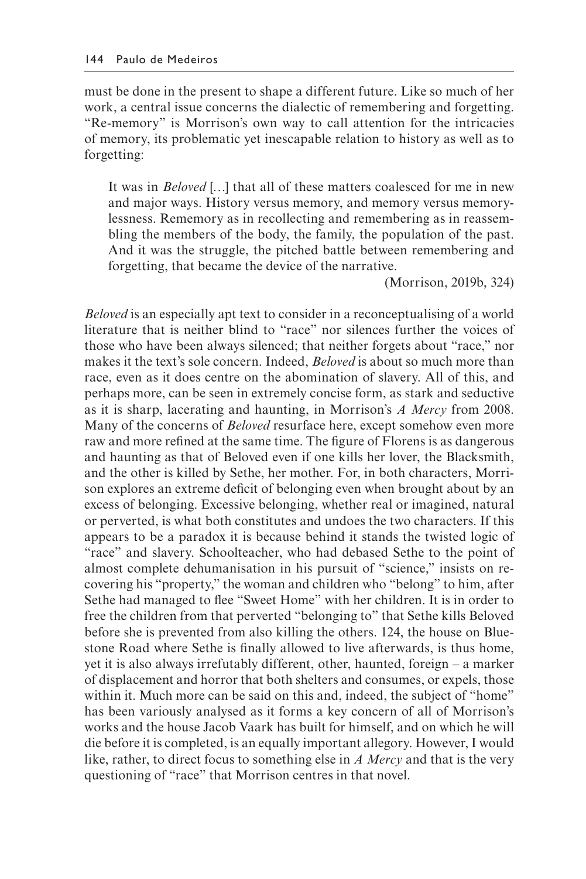must be done in the present to shape a different future. Like so much of her work, a central issue concerns the dialectic of remembering and forgetting. "Re-memory" is Morrison's own way to call attention for the intricacies of memory, its problematic yet inescapable relation to history as well as to forgetting:

> It was in *Beloved* [...] that all of these matters coalesced for me in new and major ways. History versus memory, and memory versus memorylessness. Rememory as in recollecting and remembering as in reassembling the members of the body, the family, the population of the past. And it was the struggle, the pitched battle between remembering and forgetting, that became the device of the narrative.
>
> (Morrison, 2019b, 324)

*Beloved* is an especially apt text to consider in a reconceptualising of a world literature that is neither blind to "race" nor silences further the voices of those who have been always silenced; that neither forgets about "race," nor makes it the text's sole concern. Indeed, *Beloved* is about so much more than race, even as it does centre on the abomination of slavery. All of this, and perhaps more, can be seen in extremely concise form, as stark and seductive as it is sharp, lacerating and haunting, in Morrison's *A Mercy* from 2008. Many of the concerns of *Beloved* resurface here, except somehow even more raw and more refined at the same time. The figure of Florens is as dangerous and haunting as that of Beloved even if one kills her lover, the Blacksmith, and the other is killed by Sethe, her mother. For, in both characters, Morrison explores an extreme deficit of belonging even when brought about by an excess of belonging. Excessive belonging, whether real or imagined, natural or perverted, is what both constitutes and undoes the two characters. If this appears to be a paradox it is because behind it stands the twisted logic of "race" and slavery. Schoolteacher, who had debased Sethe to the point of almost complete dehumanisation in his pursuit of "science," insists on recovering his "property," the woman and children who "belong" to him, after Sethe had managed to flee "Sweet Home" with her children. It is in order to free the children from that perverted "belonging to" that Sethe kills Beloved before she is prevented from also killing the others. 124, the house on Bluestone Road where Sethe is finally allowed to live afterwards, is thus home, yet it is also always irrefutably different, other, haunted, foreign – a marker of displacement and horror that both shelters and consumes, or expels, those within it. Much more can be said on this and, indeed, the subject of "home" has been variously analysed as it forms a key concern of all of Morrison's works and the house Jacob Vaark has built for himself, and on which he will die before it is completed, is an equally important allegory. However, I would like, rather, to direct focus to something else in *A Mercy* and that is the very questioning of "race" that Morrison centres in that novel.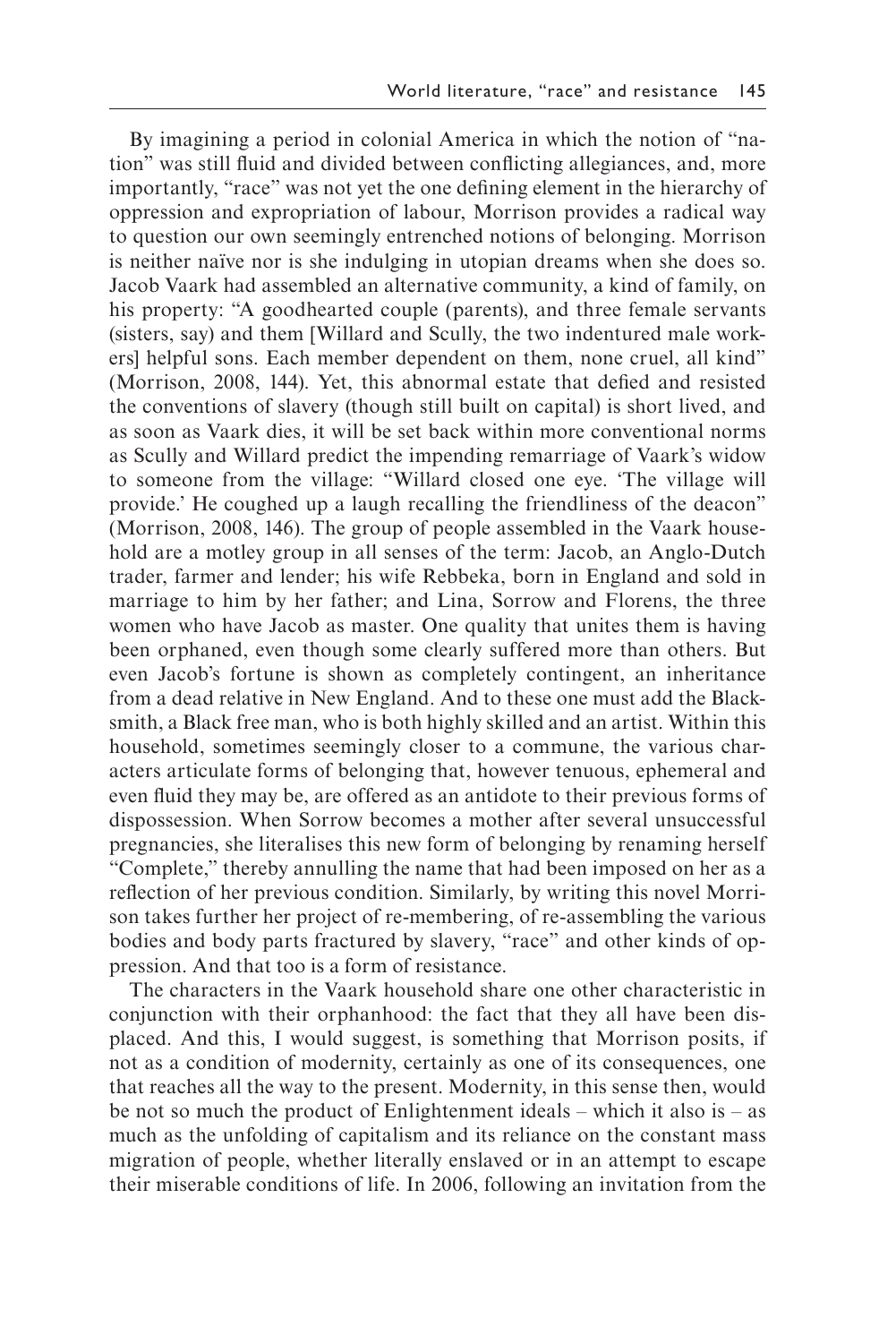By imagining a period in colonial America in which the notion of "nation" was still fluid and divided between conflicting allegiances, and, more importantly, "race" was not yet the one defining element in the hierarchy of oppression and expropriation of labour, Morrison provides a radical way to question our own seemingly entrenched notions of belonging. Morrison is neither naïve nor is she indulging in utopian dreams when she does so. Jacob Vaark had assembled an alternative community, a kind of family, on his property: "A goodhearted couple (parents), and three female servants (sisters, say) and them [Willard and Scully, the two indentured male workers] helpful sons. Each member dependent on them, none cruel, all kind" (Morrison, 2008, 144). Yet, this abnormal estate that defied and resisted the conventions of slavery (though still built on capital) is short lived, and as soon as Vaark dies, it will be set back within more conventional norms as Scully and Willard predict the impending remarriage of Vaark's widow to someone from the village: "Willard closed one eye. 'The village will provide.' He coughed up a laugh recalling the friendliness of the deacon" (Morrison, 2008, 146). The group of people assembled in the Vaark household are a motley group in all senses of the term: Jacob, an Anglo-Dutch trader, farmer and lender; his wife Rebbeka, born in England and sold in marriage to him by her father; and Lina, Sorrow and Florens, the three women who have Jacob as master. One quality that unites them is having been orphaned, even though some clearly suffered more than others. But even Jacob's fortune is shown as completely contingent, an inheritance from a dead relative in New England. And to these one must add the Blacksmith, a Black free man, who is both highly skilled and an artist. Within this household, sometimes seemingly closer to a commune, the various characters articulate forms of belonging that, however tenuous, ephemeral and even fluid they may be, are offered as an antidote to their previous forms of dispossession. When Sorrow becomes a mother after several unsuccessful pregnancies, she literalises this new form of belonging by renaming herself "Complete," thereby annulling the name that had been imposed on her as a reflection of her previous condition. Similarly, by writing this novel Morrison takes further her project of re-membering, of re-assembling the various bodies and body parts fractured by slavery, "race" and other kinds of oppression. And that too is a form of resistance.

The characters in the Vaark household share one other characteristic in conjunction with their orphanhood: the fact that they all have been displaced. And this, I would suggest, is something that Morrison posits, if not as a condition of modernity, certainly as one of its consequences, one that reaches all the way to the present. Modernity, in this sense then, would be not so much the product of Enlightenment ideals – which it also is – as much as the unfolding of capitalism and its reliance on the constant mass migration of people, whether literally enslaved or in an attempt to escape their miserable conditions of life. In 2006, following an invitation from the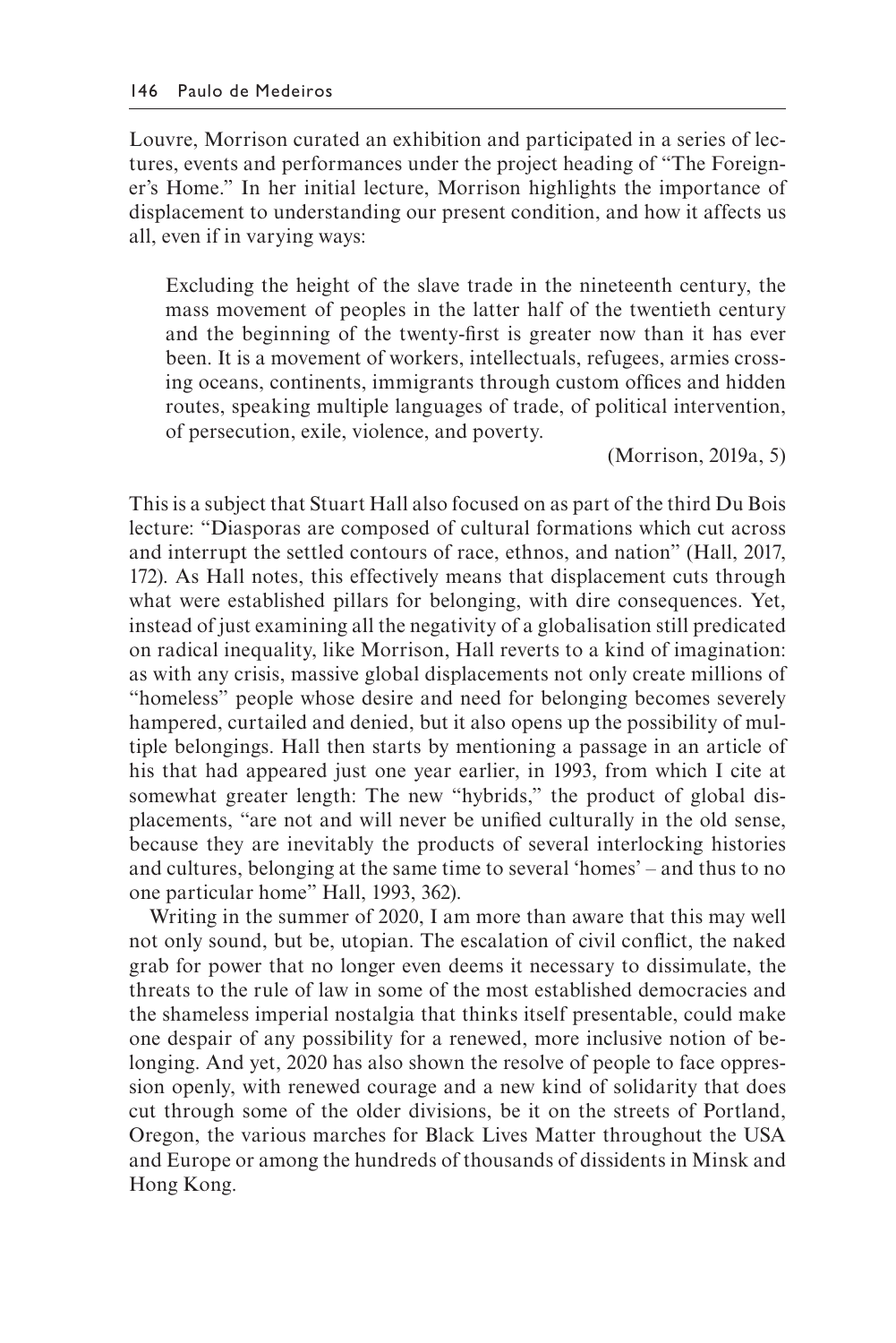Louvre, Morrison curated an exhibition and participated in a series of lectures, events and performances under the project heading of "The Foreigner's Home." In her initial lecture, Morrison highlights the importance of displacement to understanding our present condition, and how it affects us all, even if in varying ways:

> Excluding the height of the slave trade in the nineteenth century, the mass movement of peoples in the latter half of the twentieth century and the beginning of the twenty-first is greater now than it has ever been. It is a movement of workers, intellectuals, refugees, armies crossing oceans, continents, immigrants through custom offices and hidden routes, speaking multiple languages of trade, of political intervention, of persecution, exile, violence, and poverty.
>
> (Morrison, 2019a, 5)

This is a subject that Stuart Hall also focused on as part of the third Du Bois lecture: "Diasporas are composed of cultural formations which cut across and interrupt the settled contours of race, ethnos, and nation" (Hall, 2017, 172). As Hall notes, this effectively means that displacement cuts through what were established pillars for belonging, with dire consequences. Yet, instead of just examining all the negativity of a globalisation still predicated on radical inequality, like Morrison, Hall reverts to a kind of imagination: as with any crisis, massive global displacements not only create millions of "homeless" people whose desire and need for belonging becomes severely hampered, curtailed and denied, but it also opens up the possibility of multiple belongings. Hall then starts by mentioning a passage in an article of his that had appeared just one year earlier, in 1993, from which I cite at somewhat greater length: The new "hybrids," the product of global displacements, "are not and will never be unified culturally in the old sense, because they are inevitably the products of several interlocking histories and cultures, belonging at the same time to several 'homes' – and thus to no one particular home" Hall, 1993, 362).

Writing in the summer of 2020, I am more than aware that this may well not only sound, but be, utopian. The escalation of civil conflict, the naked grab for power that no longer even deems it necessary to dissimulate, the threats to the rule of law in some of the most established democracies and the shameless imperial nostalgia that thinks itself presentable, could make one despair of any possibility for a renewed, more inclusive notion of belonging. And yet, 2020 has also shown the resolve of people to face oppression openly, with renewed courage and a new kind of solidarity that does cut through some of the older divisions, be it on the streets of Portland, Oregon, the various marches for Black Lives Matter throughout the USA and Europe or among the hundreds of thousands of dissidents in Minsk and Hong Kong.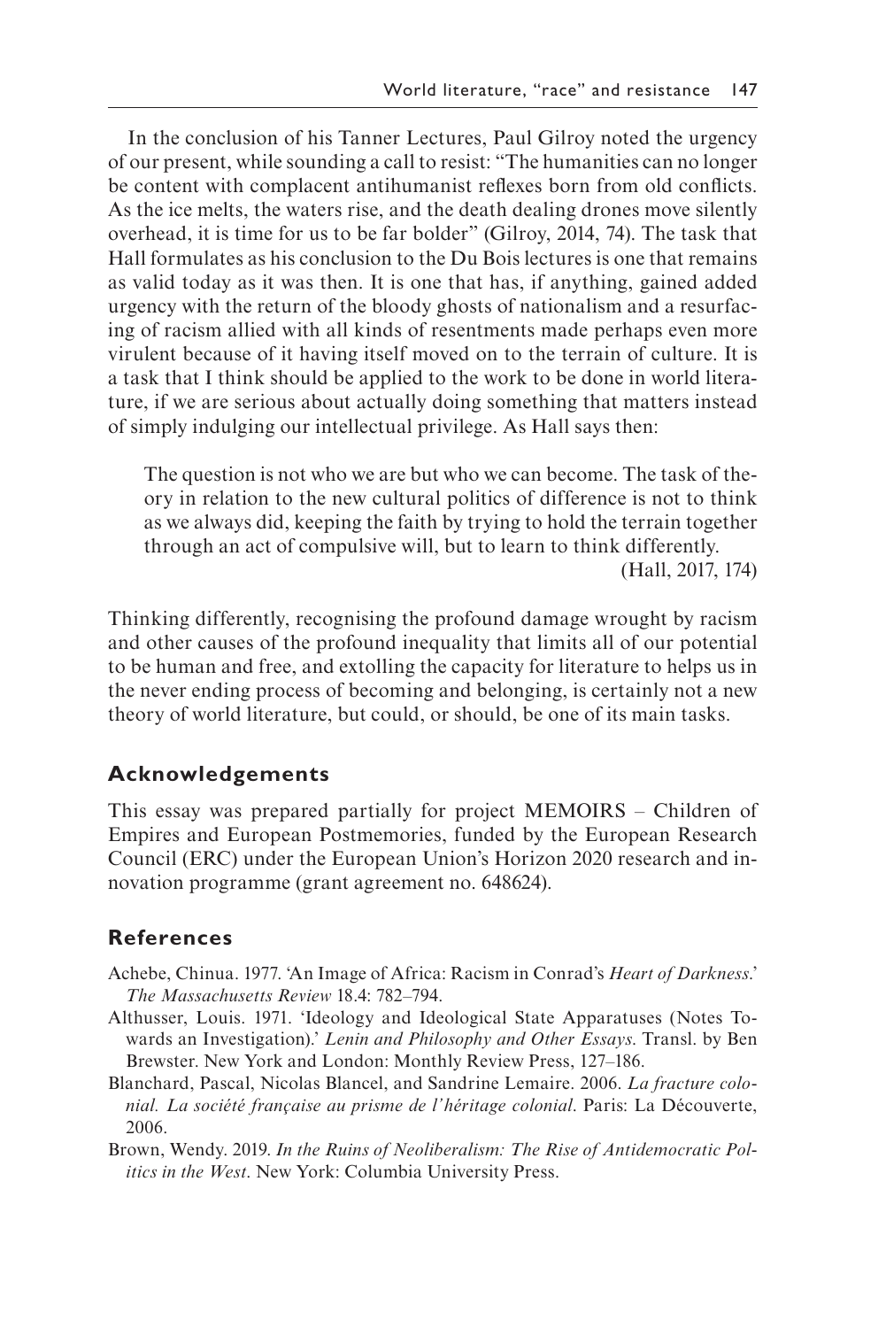In the conclusion of his Tanner Lectures, Paul Gilroy noted the urgency of our present, while sounding a call to resist: "The humanities can no longer be content with complacent antihumanist reflexes born from old conflicts. As the ice melts, the waters rise, and the death dealing drones move silently overhead, it is time for us to be far bolder" (Gilroy, 2014, 74). The task that Hall formulates as his conclusion to the Du Bois lectures is one that remains as valid today as it was then. It is one that has, if anything, gained added urgency with the return of the bloody ghosts of nationalism and a resurfacing of racism allied with all kinds of resentments made perhaps even more virulent because of it having itself moved on to the terrain of culture. It is a task that I think should be applied to the work to be done in world literature, if we are serious about actually doing something that matters instead of simply indulging our intellectual privilege. As Hall says then:

> The question is not who we are but who we can become. The task of theory in relation to the new cultural politics of difference is not to think as we always did, keeping the faith by trying to hold the terrain together through an act of compulsive will, but to learn to think differently.
>
> (Hall, 2017, 174)

Thinking differently, recognising the profound damage wrought by racism and other causes of the profound inequality that limits all of our potential to be human and free, and extolling the capacity for literature to helps us in the never ending process of becoming and belonging, is certainly not a new theory of world literature, but could, or should, be one of its main tasks.

## Acknowledgements

This essay was prepared partially for project MEMOIRS – Children of Empires and European Postmemories, funded by the European Research Council (ERC) under the European Union's Horizon 2020 research and innovation programme (grant agreement no. 648624).

## References

Achebe, Chinua. 1977. 'An Image of Africa: Racism in Conrad's *Heart of Darkness*.' *The Massachusetts Review* 18.4: 782–794.

Althusser, Louis. 1971. 'Ideology and Ideological State Apparatuses (Notes Towards an Investigation).' *Lenin and Philosophy and Other Essays*. Transl. by Ben Brewster. New York and London: Monthly Review Press, 127–186.

Blanchard, Pascal, Nicolas Blancel, and Sandrine Lemaire. 2006. *La fracture colonial. La société française au prisme de l'héritage colonial*. Paris: La Découverte, 2006.

Brown, Wendy. 2019. *In the Ruins of Neoliberalism: The Rise of Antidemocratic Politics in the West*. New York: Columbia University Press.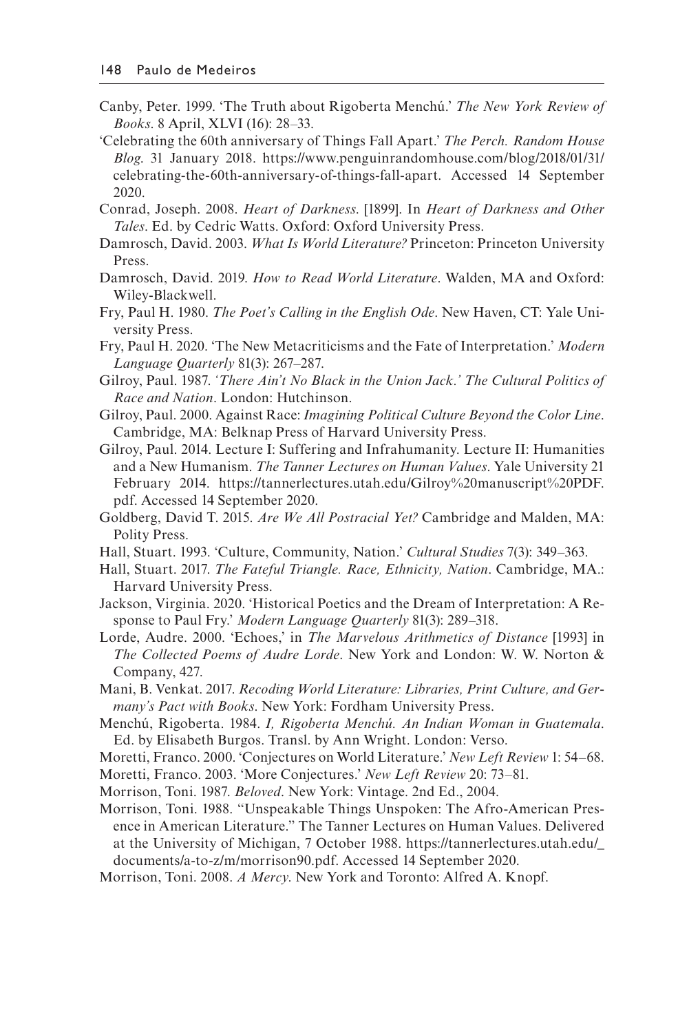Canby, Peter. 1999. 'The Truth about Rigoberta Menchú.' *The New York Review of Books*. 8 April, XLVI (16): 28–33.

'Celebrating the 60th anniversary of Things Fall Apart.' *The Perch. Random House Blog*. 31 January 2018. https://www.penguinrandomhouse.com/blog/2018/01/31/celebrating-the-60th-anniversary-of-things-fall-apart. Accessed 14 September 2020.

Conrad, Joseph. 2008. *Heart of Darkness*. [1899]. In *Heart of Darkness and Other Tales*. Ed. by Cedric Watts. Oxford: Oxford University Press.

Damrosch, David. 2003. *What Is World Literature?* Princeton: Princeton University Press.

Damrosch, David. 2019. *How to Read World Literature*. Walden, MA and Oxford: Wiley-Blackwell.

Fry, Paul H. 1980. *The Poet's Calling in the English Ode*. New Haven, CT: Yale University Press.

Fry, Paul H. 2020. 'The New Metacriticisms and the Fate of Interpretation.' *Modern Language Quarterly* 81(3): 267–287.

Gilroy, Paul. 1987. *'There Ain't No Black in the Union Jack.' The Cultural Politics of Race and Nation*. London: Hutchinson.

Gilroy, Paul. 2000. Against Race: *Imagining Political Culture Beyond the Color Line*. Cambridge, MA: Belknap Press of Harvard University Press.

Gilroy, Paul. 2014. Lecture I: Suffering and Infrahumanity. Lecture II: Humanities and a New Humanism. *The Tanner Lectures on Human Values*. Yale University 21 February 2014. https://tannerlectures.utah.edu/Gilroy%20manuscript%20PDF.pdf. Accessed 14 September 2020.

Goldberg, David T. 2015. *Are We All Postracial Yet?* Cambridge and Malden, MA: Polity Press.

Hall, Stuart. 1993. 'Culture, Community, Nation.' *Cultural Studies* 7(3): 349–363.

Hall, Stuart. 2017. *The Fateful Triangle. Race, Ethnicity, Nation*. Cambridge, MA.: Harvard University Press.

Jackson, Virginia. 2020. 'Historical Poetics and the Dream of Interpretation: A Response to Paul Fry.' *Modern Language Quarterly* 81(3): 289–318.

Lorde, Audre. 2000. 'Echoes,' in *The Marvelous Arithmetics of Distance* [1993] in *The Collected Poems of Audre Lorde*. New York and London: W. W. Norton & Company, 427.

Mani, B. Venkat. 2017. *Recoding World Literature: Libraries, Print Culture, and Germany's Pact with Books*. New York: Fordham University Press.

Menchú, Rigoberta. 1984. *I, Rigoberta Menchú. An Indian Woman in Guatemala*. Ed. by Elisabeth Burgos. Transl. by Ann Wright. London: Verso.

Moretti, Franco. 2000. 'Conjectures on World Literature.' *New Left Review* 1: 54–68.

Moretti, Franco. 2003. 'More Conjectures.' *New Left Review* 20: 73–81.

Morrison, Toni. 1987. *Beloved*. New York: Vintage. 2nd Ed., 2004.

Morrison, Toni. 1988. "Unspeakable Things Unspoken: The Afro-American Presence in American Literature." The Tanner Lectures on Human Values. Delivered at the University of Michigan, 7 October 1988. https://tannerlectures.utah.edu/_documents/a-to-z/m/morrison90.pdf. Accessed 14 September 2020.

Morrison, Toni. 2008. *A Mercy*. New York and Toronto: Alfred A. Knopf.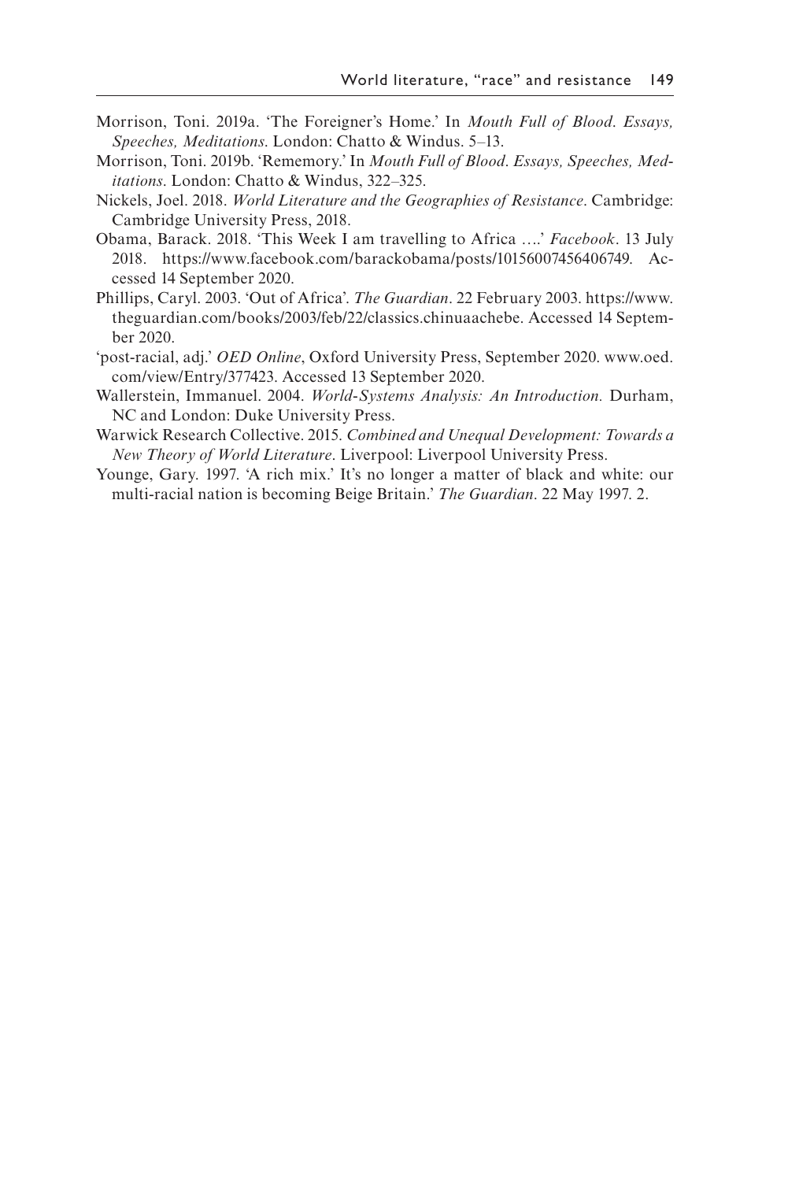Morrison, Toni. 2019a. 'The Foreigner's Home.' In *Mouth Full of Blood. Essays, Speeches, Meditations*. London: Chatto & Windus. 5–13.

Morrison, Toni. 2019b. 'Rememory.' In *Mouth Full of Blood. Essays, Speeches, Meditations*. London: Chatto & Windus, 322–325.

Nickels, Joel. 2018. *World Literature and the Geographies of Resistance*. Cambridge: Cambridge University Press, 2018.

Obama, Barack. 2018. 'This Week I am travelling to Africa ….' *Facebook*. 13 July 2018. https://www.facebook.com/barackobama/posts/10156007456406749. Accessed 14 September 2020.

Phillips, Caryl. 2003. 'Out of Africa'. *The Guardian*. 22 February 2003. https://www.theguardian.com/books/2003/feb/22/classics.chinuaachebe. Accessed 14 September 2020.

'post-racial, adj.' *OED Online*, Oxford University Press, September 2020. www.oed.com/view/Entry/377423. Accessed 13 September 2020.

Wallerstein, Immanuel. 2004. *World-Systems Analysis: An Introduction.* Durham, NC and London: Duke University Press.

Warwick Research Collective. 2015. *Combined and Unequal Development: Towards a New Theory of World Literature*. Liverpool: Liverpool University Press.

Younge, Gary. 1997. 'A rich mix.' It's no longer a matter of black and white: our multi-racial nation is becoming Beige Britain.' *The Guardian*. 22 May 1997. 2.